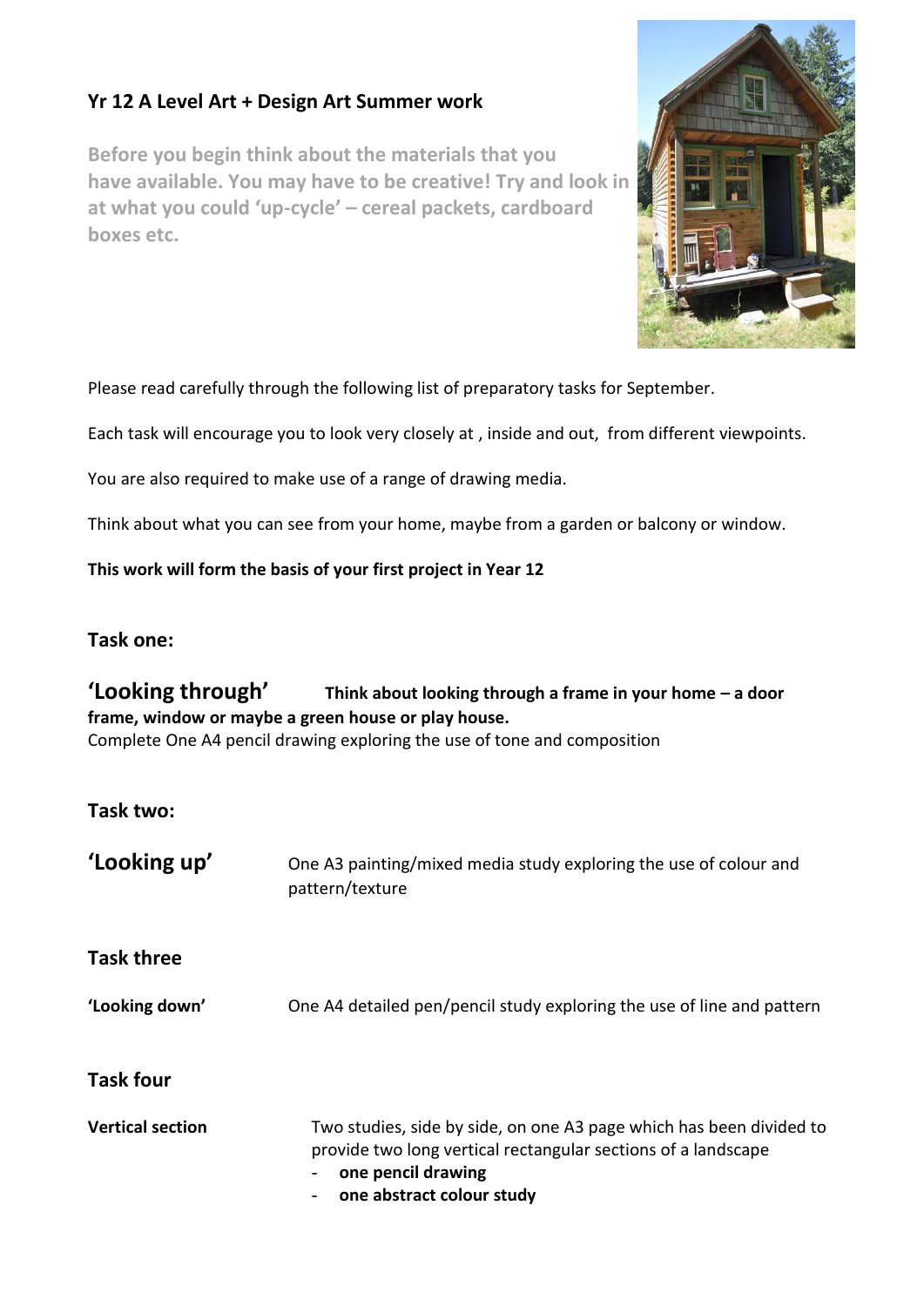## Yr 12 A Level Art + Design Art Summer work

**Before you begin think about the materials that you have available. You may have to be creative! Try and look in at what you could 'up-cycle' – cereal packets, cardboard boxes etc.**

Please read carefully through the following list of preparatory tasks for September.

Each task will encourage you to look very closely at , inside and out, from different viewpoints.

You are also required to make use of a range of drawing media.

Think about what you can see from your home, maybe from a garden or balcony or window.

**This work will form the basis of your first project in Year 12**

### Task one:

**'Looking through'** **Think about looking through a frame in your home – a door frame, window or maybe a green house or play house.**

Complete One A4 pencil drawing exploring the use of tone and composition

### Task two:

**'Looking up'** One A3 painting/mixed media study exploring the use of colour and pattern/texture

### Task three

**'Looking down'** One A4 detailed pen/pencil study exploring the use of line and pattern

### Task four

**Vertical section** Two studies, side by side, on one A3 page which has been divided to provide two long vertical rectangular sections of a landscape

- **one pencil drawing**
- **one abstract colour study**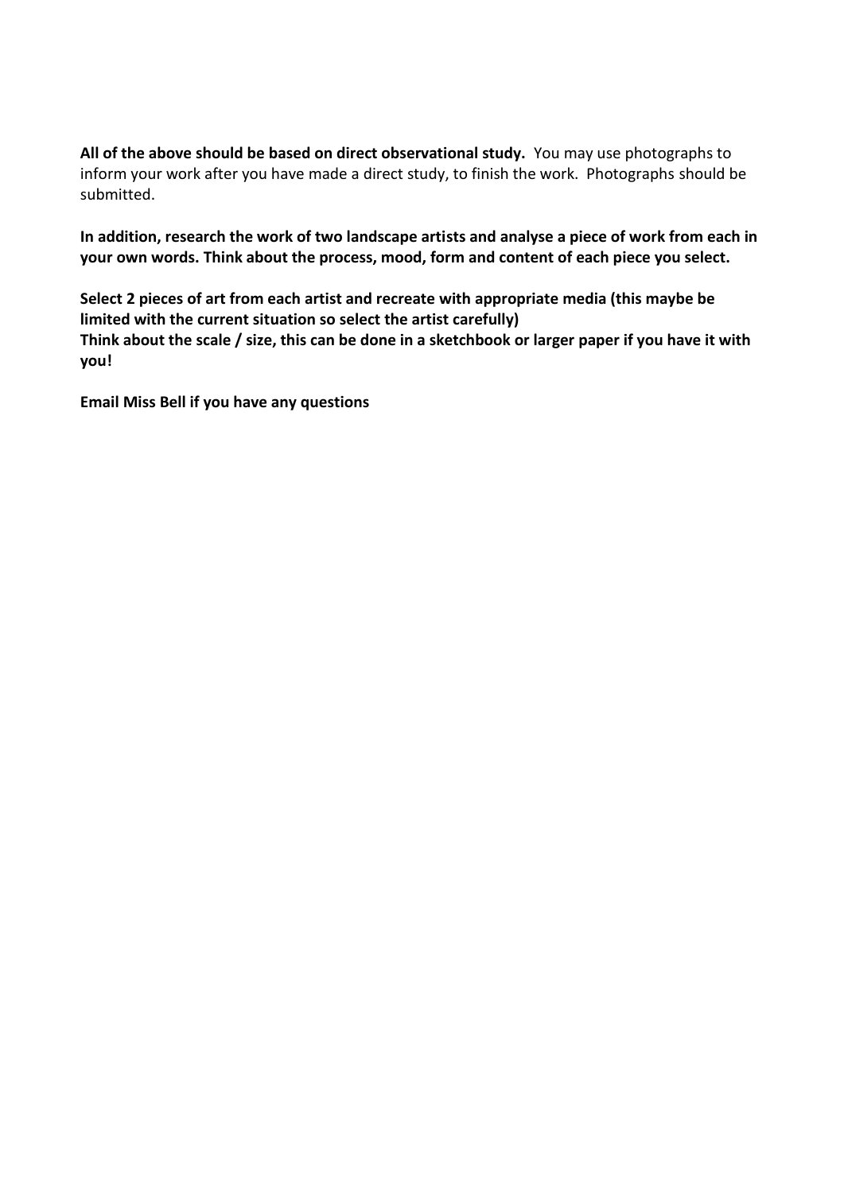**All of the above should be based on direct observational study.** You may use photographs to inform your work after you have made a direct study, to finish the work. Photographs should be submitted.

**In addition, research the work of two landscape artists and analyse a piece of work from each in your own words. Think about the process, mood, form and content of each piece you select.**

**Select 2 pieces of art from each artist and recreate with appropriate media (this maybe be limited with the current situation so select the artist carefully)**
**Think about the scale / size, this can be done in a sketchbook or larger paper if you have it with you!**

**Email Miss Bell if you have any questions**